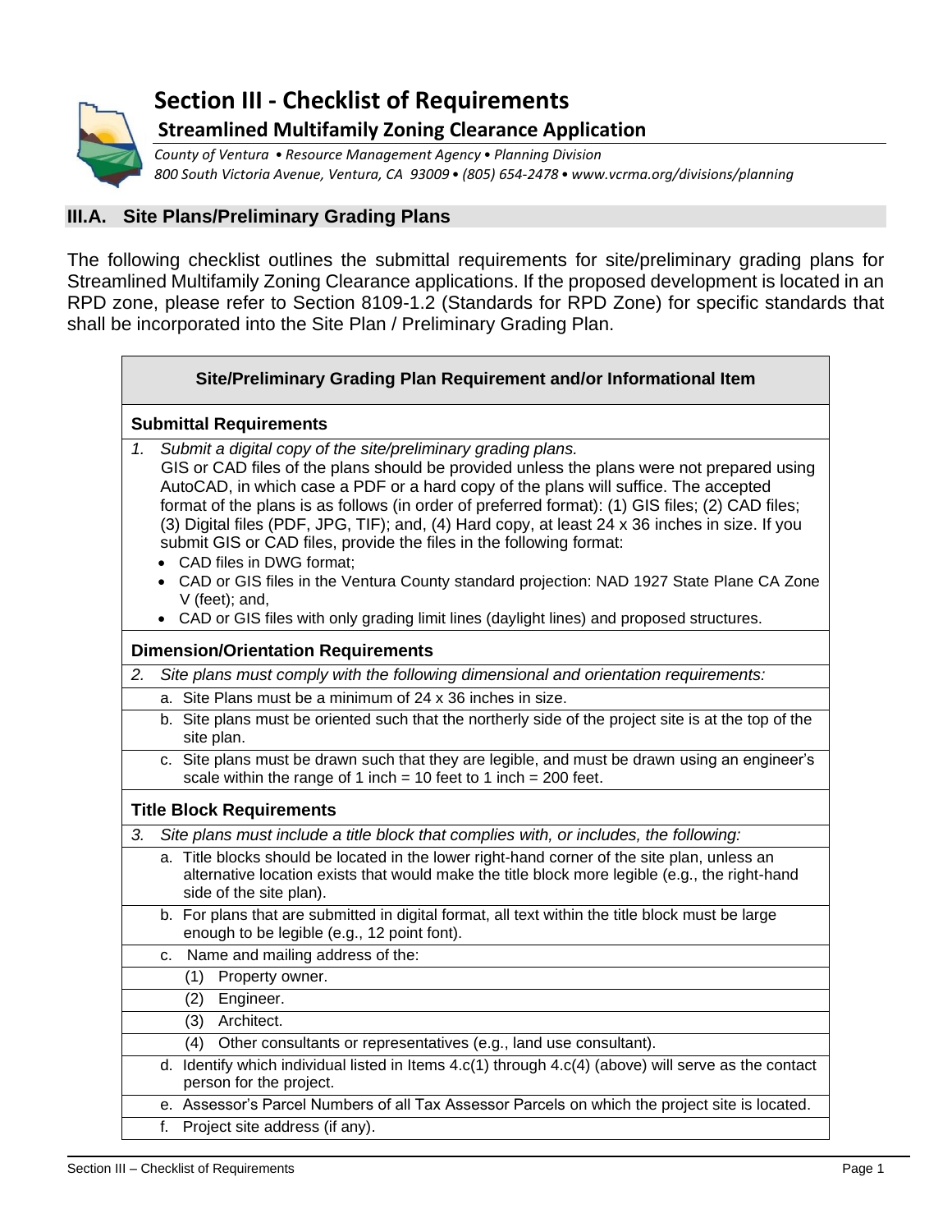# Section III - Checklist of Requirements

## Streamlined Multifamily Zoning Clearance Application

*County of Ventura • Resource Management Agency • Planning Division*
*800 South Victoria Avenue, Ventura, CA 93009 • (805) 654-2478 • www.vcrma.org/divisions/planning*

## III.A. Site Plans/Preliminary Grading Plans

The following checklist outlines the submittal requirements for site/preliminary grading plans for Streamlined Multifamily Zoning Clearance applications. If the proposed development is located in an RPD zone, please refer to Section 8109-1.2 (Standards for RPD Zone) for specific standards that shall be incorporated into the Site Plan / Preliminary Grading Plan.

| Site/Preliminary Grading Plan Requirement and/or Informational Item |
|---|
| **Submittal Requirements** |
| 1. *Submit a digital copy of the site/preliminary grading plans.* GIS or CAD files of the plans should be provided unless the plans were not prepared using AutoCAD, in which case a PDF or a hard copy of the plans will suffice. The accepted format of the plans is as follows (in order of preferred format): (1) GIS files; (2) CAD files; (3) Digital files (PDF, JPG, TIF); and, (4) Hard copy, at least 24 x 36 inches in size. If you submit GIS or CAD files, provide the files in the following format: • CAD files in DWG format; • CAD or GIS files in the Ventura County standard projection: NAD 1927 State Plane CA Zone V (feet); and, • CAD or GIS files with only grading limit lines (daylight lines) and proposed structures. |
| **Dimension/Orientation Requirements** |
| 2. *Site plans must comply with the following dimensional and orientation requirements:* |
| a. Site Plans must be a minimum of 24 x 36 inches in size. |
| b. Site plans must be oriented such that the northerly side of the project site is at the top of the site plan. |
| c. Site plans must be drawn such that they are legible, and must be drawn using an engineer's scale within the range of 1 inch = 10 feet to 1 inch = 200 feet. |
| **Title Block Requirements** |
| 3. *Site plans must include a title block that complies with, or includes, the following:* |
| a. Title blocks should be located in the lower right-hand corner of the site plan, unless an alternative location exists that would make the title block more legible (e.g., the right-hand side of the site plan). |
| b. For plans that are submitted in digital format, all text within the title block must be large enough to be legible (e.g., 12 point font). |
| c. Name and mailing address of the: |
| (1) Property owner. |
| (2) Engineer. |
| (3) Architect. |
| (4) Other consultants or representatives (e.g., land use consultant). |
| d. Identify which individual listed in Items 4.c(1) through 4.c(4) (above) will serve as the contact person for the project. |
| e. Assessor's Parcel Numbers of all Tax Assessor Parcels on which the project site is located. |
| f. Project site address (if any). |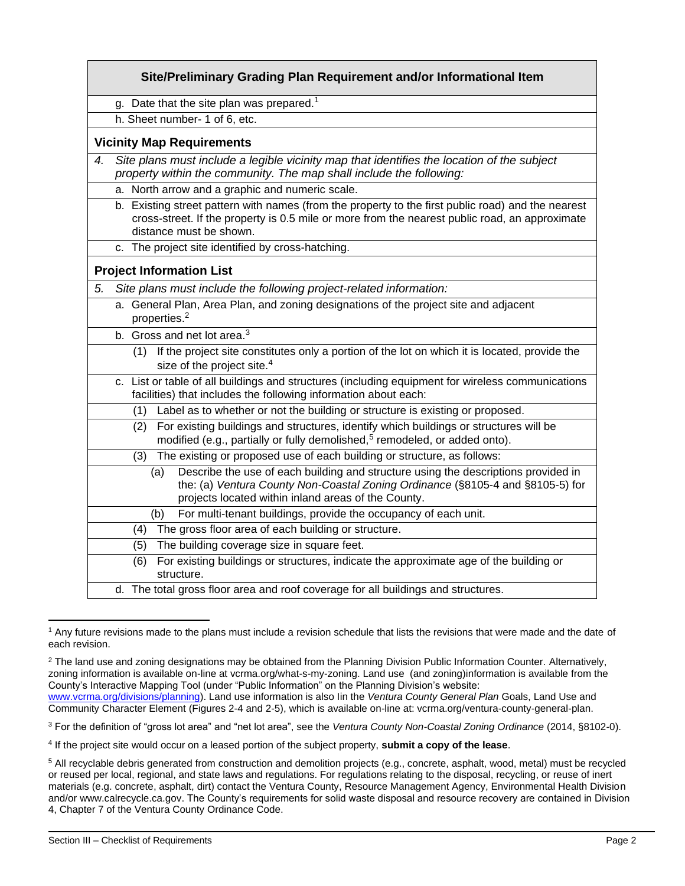| Site/Preliminary Grading Plan Requirement and/or Informational Item |
|---|
| g. Date that the site plan was prepared.[1] |
| h. Sheet number- 1 of 6, etc. |
| **Vicinity Map Requirements** |
| *4. Site plans must include a legible vicinity map that identifies the location of the subject property within the community. The map shall include the following:* |
| a. North arrow and a graphic and numeric scale. |
| b. Existing street pattern with names (from the property to the first public road) and the nearest cross-street. If the property is 0.5 mile or more from the nearest public road, an approximate distance must be shown. |
| c. The project site identified by cross-hatching. |
| **Project Information List** |
| *5. Site plans must include the following project-related information:* |
| a. General Plan, Area Plan, and zoning designations of the project site and adjacent properties.[2] |
| b. Gross and net lot area.[3] |
| (1) If the project site constitutes only a portion of the lot on which it is located, provide the size of the project site.[4] |
| c. List or table of all buildings and structures (including equipment for wireless communications facilities) that includes the following information about each: |
| (1) Label as to whether or not the building or structure is existing or proposed. |
| (2) For existing buildings and structures, identify which buildings or structures will be modified (e.g., partially or fully demolished,[5] remodeled, or added onto). |
| (3) The existing or proposed use of each building or structure, as follows: |
| (a) Describe the use of each building and structure using the descriptions provided in the: (a) *Ventura County Non-Coastal Zoning Ordinance* (§8105-4 and §8105-5) for projects located within inland areas of the County. |
| (b) For multi-tenant buildings, provide the occupancy of each unit. |
| (4) The gross floor area of each building or structure. |
| (5) The building coverage size in square feet. |
| (6) For existing buildings or structures, indicate the approximate age of the building or structure. |
| d. The total gross floor area and roof coverage for all buildings and structures. |

[1] Any future revisions made to the plans must include a revision schedule that lists the revisions that were made and the date of each revision.

[2] The land use and zoning designations may be obtained from the Planning Division Public Information Counter. Alternatively, zoning information is available on-line at vcrma.org/what-s-my-zoning. Land use (and zoning)information is available from the County's Interactive Mapping Tool (under "Public Information" on the Planning Division's website: [www.vcrma.org/divisions/planning](http://www.vcrma.org/divisions/planning)). Land use information is also Iin the *Ventura County General Plan* Goals, Land Use and Community Character Element (Figures 2-4 and 2-5), which is available on-line at: vcrma.org/ventura-county-general-plan.

[3] For the definition of "gross lot area" and "net lot area", see the *Ventura County Non-Coastal Zoning Ordinance* (2014, §8102-0).

[4] If the project site would occur on a leased portion of the subject property, **submit a copy of the lease**.

[5] All recyclable debris generated from construction and demolition projects (e.g., concrete, asphalt, wood, metal) must be recycled or reused per local, regional, and state laws and regulations. For regulations relating to the disposal, recycling, or reuse of inert materials (e.g. concrete, asphalt, dirt) contact the Ventura County, Resource Management Agency, Environmental Health Division and/or www.calrecycle.ca.gov. The County's requirements for solid waste disposal and resource recovery are contained in Division 4, Chapter 7 of the Ventura County Ordinance Code.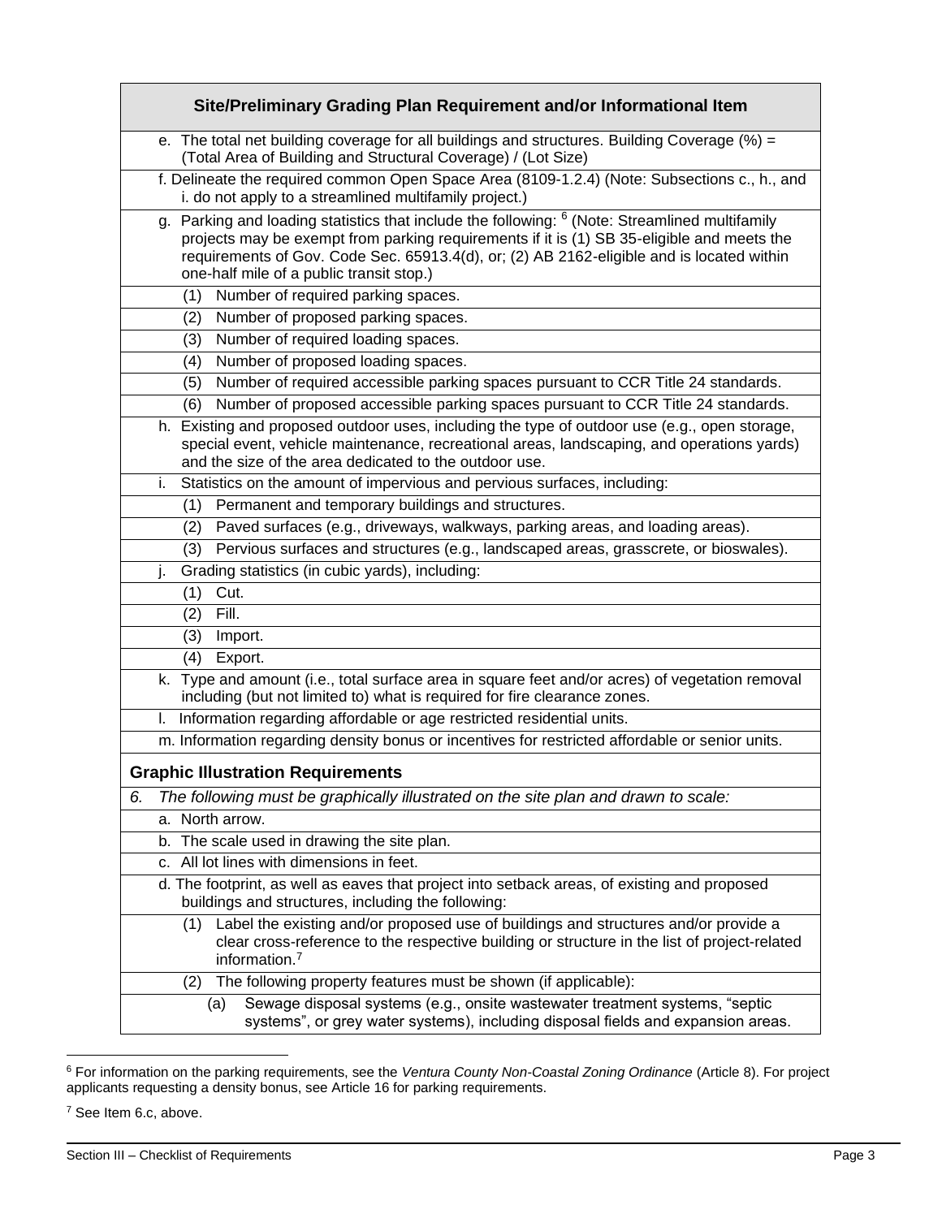| Site/Preliminary Grading Plan Requirement and/or Informational Item |
|---|
| e. The total net building coverage for all buildings and structures. Building Coverage (%) = (Total Area of Building and Structural Coverage) / (Lot Size) |
| f. Delineate the required common Open Space Area (8109-1.2.4) (Note: Subsections c., h., and i. do not apply to a streamlined multifamily project.) |
| g. Parking and loading statistics that include the following: [6] (Note: Streamlined multifamily projects may be exempt from parking requirements if it is (1) SB 35-eligible and meets the requirements of Gov. Code Sec. 65913.4(d), or; (2) AB 2162-eligible and is located within one-half mile of a public transit stop.) |
| (1) Number of required parking spaces. |
| (2) Number of proposed parking spaces. |
| (3) Number of required loading spaces. |
| (4) Number of proposed loading spaces. |
| (5) Number of required accessible parking spaces pursuant to CCR Title 24 standards. |
| (6) Number of proposed accessible parking spaces pursuant to CCR Title 24 standards. |
| h. Existing and proposed outdoor uses, including the type of outdoor use (e.g., open storage, special event, vehicle maintenance, recreational areas, landscaping, and operations yards) and the size of the area dedicated to the outdoor use. |
| i. Statistics on the amount of impervious and pervious surfaces, including: |
| (1) Permanent and temporary buildings and structures. |
| (2) Paved surfaces (e.g., driveways, walkways, parking areas, and loading areas). |
| (3) Pervious surfaces and structures (e.g., landscaped areas, grasscrete, or bioswales). |
| j. Grading statistics (in cubic yards), including: |
| (1) Cut. |
| (2) Fill. |
| (3) Import. |
| (4) Export. |
| k. Type and amount (i.e., total surface area in square feet and/or acres) of vegetation removal including (but not limited to) what is required for fire clearance zones. |
| l. Information regarding affordable or age restricted residential units. |
| m. Information regarding density bonus or incentives for restricted affordable or senior units. |
| **Graphic Illustration Requirements** |
| *6. The following must be graphically illustrated on the site plan and drawn to scale:* |
| a. North arrow. |
| b. The scale used in drawing the site plan. |
| c. All lot lines with dimensions in feet. |
| d. The footprint, as well as eaves that project into setback areas, of existing and proposed buildings and structures, including the following: |
| (1) Label the existing and/or proposed use of buildings and structures and/or provide a clear cross-reference to the respective building or structure in the list of project-related information.[7] |
| (2) The following property features must be shown (if applicable): |
| (a) Sewage disposal systems (e.g., onsite wastewater treatment systems, "septic systems", or grey water systems), including disposal fields and expansion areas. |

[6] For information on the parking requirements, see the *Ventura County Non-Coastal Zoning Ordinance* (Article 8). For project applicants requesting a density bonus, see Article 16 for parking requirements.

[7] See Item 6.c, above.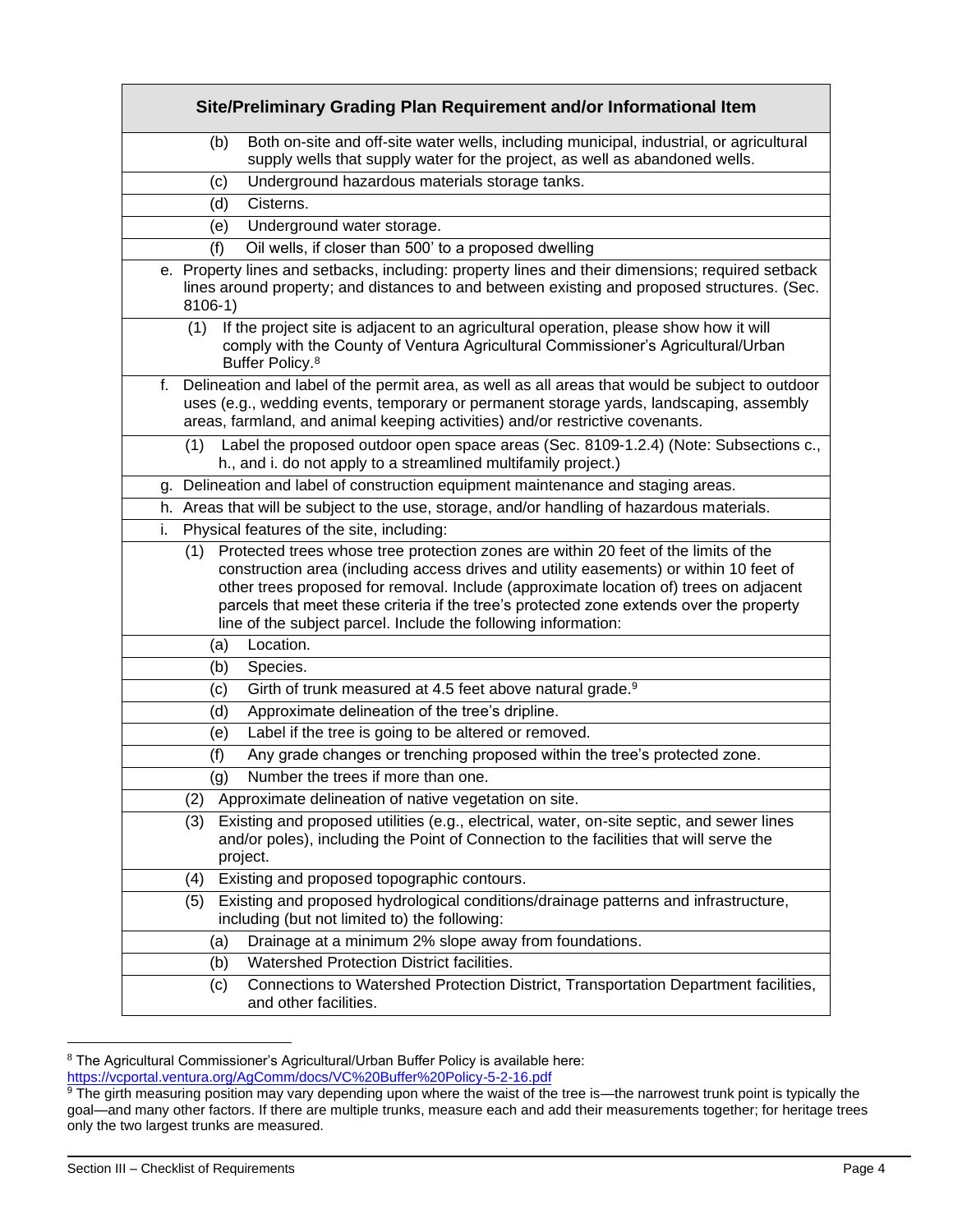| Site/Preliminary Grading Plan Requirement and/or Informational Item |
|---|
| (b) Both on-site and off-site water wells, including municipal, industrial, or agricultural supply wells that supply water for the project, as well as abandoned wells. |
| (c) Underground hazardous materials storage tanks. |
| (d) Cisterns. |
| (e) Underground water storage. |
| (f) Oil wells, if closer than 500' to a proposed dwelling |
| e. Property lines and setbacks, including: property lines and their dimensions; required setback lines around property; and distances to and between existing and proposed structures. (Sec. 8106-1) |
| (1) If the project site is adjacent to an agricultural operation, please show how it will comply with the County of Ventura Agricultural Commissioner's Agricultural/Urban Buffer Policy.[8] |
| f. Delineation and label of the permit area, as well as all areas that would be subject to outdoor uses (e.g., wedding events, temporary or permanent storage yards, landscaping, assembly areas, farmland, and animal keeping activities) and/or restrictive covenants. |
| (1) Label the proposed outdoor open space areas (Sec. 8109-1.2.4) (Note: Subsections c., h., and i. do not apply to a streamlined multifamily project.) |
| g. Delineation and label of construction equipment maintenance and staging areas. |
| h. Areas that will be subject to the use, storage, and/or handling of hazardous materials. |
| i. Physical features of the site, including: |
| (1) Protected trees whose tree protection zones are within 20 feet of the limits of the construction area (including access drives and utility easements) or within 10 feet of other trees proposed for removal. Include (approximate location of) trees on adjacent parcels that meet these criteria if the tree's protected zone extends over the property line of the subject parcel. Include the following information: |
| (a) Location. |
| (b) Species. |
| (c) Girth of trunk measured at 4.5 feet above natural grade.[9] |
| (d) Approximate delineation of the tree's dripline. |
| (e) Label if the tree is going to be altered or removed. |
| (f) Any grade changes or trenching proposed within the tree's protected zone. |
| (g) Number the trees if more than one. |
| (2) Approximate delineation of native vegetation on site. |
| (3) Existing and proposed utilities (e.g., electrical, water, on-site septic, and sewer lines and/or poles), including the Point of Connection to the facilities that will serve the project. |
| (4) Existing and proposed topographic contours. |
| (5) Existing and proposed hydrological conditions/drainage patterns and infrastructure, including (but not limited to) the following: |
| (a) Drainage at a minimum 2% slope away from foundations. |
| (b) Watershed Protection District facilities. |
| (c) Connections to Watershed Protection District, Transportation Department facilities, and other facilities. |

[8] The Agricultural Commissioner's Agricultural/Urban Buffer Policy is available here: https://vcportal.ventura.org/AgComm/docs/VC%20Buffer%20Policy-5-2-16.pdf

[9] The girth measuring position may vary depending upon where the waist of the tree is—the narrowest trunk point is typically the goal—and many other factors. If there are multiple trunks, measure each and add their measurements together; for heritage trees only the two largest trunks are measured.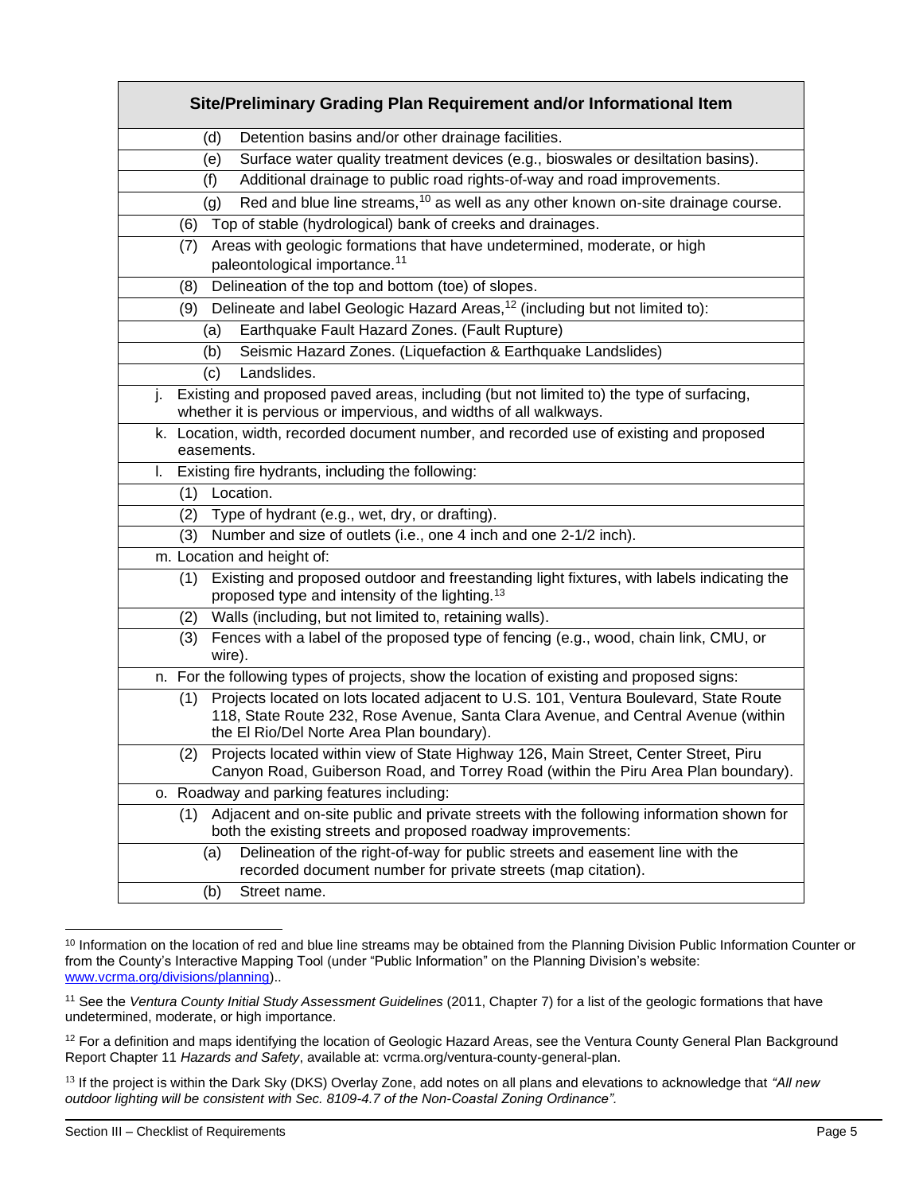| Site/Preliminary Grading Plan Requirement and/or Informational Item |
|---|
| (d) Detention basins and/or other drainage facilities. |
| (e) Surface water quality treatment devices (e.g., bioswales or desiltation basins). |
| (f) Additional drainage to public road rights-of-way and road improvements. |
| (g) Red and blue line streams,[10] as well as any other known on-site drainage course. |
| (6) Top of stable (hydrological) bank of creeks and drainages. |
| (7) Areas with geologic formations that have undetermined, moderate, or high paleontological importance.[11] |
| (8) Delineation of the top and bottom (toe) of slopes. |
| (9) Delineate and label Geologic Hazard Areas,[12] (including but not limited to): |
| (a) Earthquake Fault Hazard Zones. (Fault Rupture) |
| (b) Seismic Hazard Zones. (Liquefaction & Earthquake Landslides) |
| (c) Landslides. |
| j. Existing and proposed paved areas, including (but not limited to) the type of surfacing, whether it is pervious or impervious, and widths of all walkways. |
| k. Location, width, recorded document number, and recorded use of existing and proposed easements. |
| l. Existing fire hydrants, including the following: |
| (1) Location. |
| (2) Type of hydrant (e.g., wet, dry, or drafting). |
| (3) Number and size of outlets (i.e., one 4 inch and one 2-1/2 inch). |
| m. Location and height of: |
| (1) Existing and proposed outdoor and freestanding light fixtures, with labels indicating the proposed type and intensity of the lighting.[13] |
| (2) Walls (including, but not limited to, retaining walls). |
| (3) Fences with a label of the proposed type of fencing (e.g., wood, chain link, CMU, or wire). |
| n. For the following types of projects, show the location of existing and proposed signs: |
| (1) Projects located on lots located adjacent to U.S. 101, Ventura Boulevard, State Route 118, State Route 232, Rose Avenue, Santa Clara Avenue, and Central Avenue (within the El Rio/Del Norte Area Plan boundary). |
| (2) Projects located within view of State Highway 126, Main Street, Center Street, Piru Canyon Road, Guiberson Road, and Torrey Road (within the Piru Area Plan boundary). |
| o. Roadway and parking features including: |
| (1) Adjacent and on-site public and private streets with the following information shown for both the existing streets and proposed roadway improvements: |
| (a) Delineation of the right-of-way for public streets and easement line with the recorded document number for private streets (map citation). |
| (b) Street name. |

[10] Information on the location of red and blue line streams may be obtained from the Planning Division Public Information Counter or from the County's Interactive Mapping Tool (under "Public Information" on the Planning Division's website: www.vcrma.org/divisions/planning)..

[11] See the *Ventura County Initial Study Assessment Guidelines* (2011, Chapter 7) for a list of the geologic formations that have undetermined, moderate, or high importance.

[12] For a definition and maps identifying the location of Geologic Hazard Areas, see the Ventura County General Plan Background Report Chapter 11 *Hazards and Safety*, available at: vcrma.org/ventura-county-general-plan.

[13] If the project is within the Dark Sky (DKS) Overlay Zone, add notes on all plans and elevations to acknowledge that *"All new outdoor lighting will be consistent with Sec. 8109-4.7 of the Non-Coastal Zoning Ordinance".*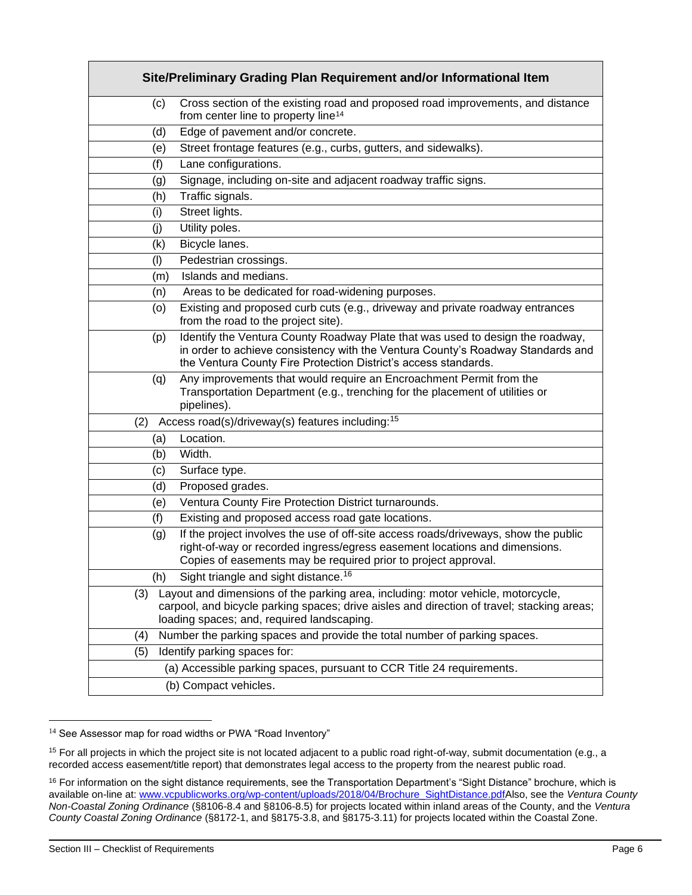| Site/Preliminary Grading Plan Requirement and/or Informational Item |
|---|
| (c) Cross section of the existing road and proposed road improvements, and distance from center line to property line[14] |
| (d) Edge of pavement and/or concrete. |
| (e) Street frontage features (e.g., curbs, gutters, and sidewalks). |
| (f) Lane configurations. |
| (g) Signage, including on-site and adjacent roadway traffic signs. |
| (h) Traffic signals. |
| (i) Street lights. |
| (j) Utility poles. |
| (k) Bicycle lanes. |
| (l) Pedestrian crossings. |
| (m) Islands and medians. |
| (n) Areas to be dedicated for road-widening purposes. |
| (o) Existing and proposed curb cuts (e.g., driveway and private roadway entrances from the road to the project site). |
| (p) Identify the Ventura County Roadway Plate that was used to design the roadway, in order to achieve consistency with the Ventura County's Roadway Standards and the Ventura County Fire Protection District's access standards. |
| (q) Any improvements that would require an Encroachment Permit from the Transportation Department (e.g., trenching for the placement of utilities or pipelines). |
| (2) Access road(s)/driveway(s) features including:[15] |
| (a) Location. |
| (b) Width. |
| (c) Surface type. |
| (d) Proposed grades. |
| (e) Ventura County Fire Protection District turnarounds. |
| (f) Existing and proposed access road gate locations. |
| (g) If the project involves the use of off-site access roads/driveways, show the public right-of-way or recorded ingress/egress easement locations and dimensions. Copies of easements may be required prior to project approval. |
| (h) Sight triangle and sight distance.[16] |
| (3) Layout and dimensions of the parking area, including: motor vehicle, motorcycle, carpool, and bicycle parking spaces; drive aisles and direction of travel; stacking areas; loading spaces; and, required landscaping. |
| (4) Number the parking spaces and provide the total number of parking spaces. |
| (5) Identify parking spaces for: |
| (a) Accessible parking spaces, pursuant to CCR Title 24 requirements. |
| (b) Compact vehicles. |

[14] See Assessor map for road widths or PWA "Road Inventory"

[15] For all projects in which the project site is not located adjacent to a public road right-of-way, submit documentation (e.g., a recorded access easement/title report) that demonstrates legal access to the property from the nearest public road.

[16] For information on the sight distance requirements, see the Transportation Department's "Sight Distance" brochure, which is available on-line at: www.vcpublicworks.org/wp-content/uploads/2018/04/Brochure_SightDistance.pdfAlso, see the *Ventura County Non-Coastal Zoning Ordinance* (§8106-8.4 and §8106-8.5) for projects located within inland areas of the County, and the *Ventura County Coastal Zoning Ordinance* (§8172-1, and §8175-3.8, and §8175-3.11) for projects located within the Coastal Zone.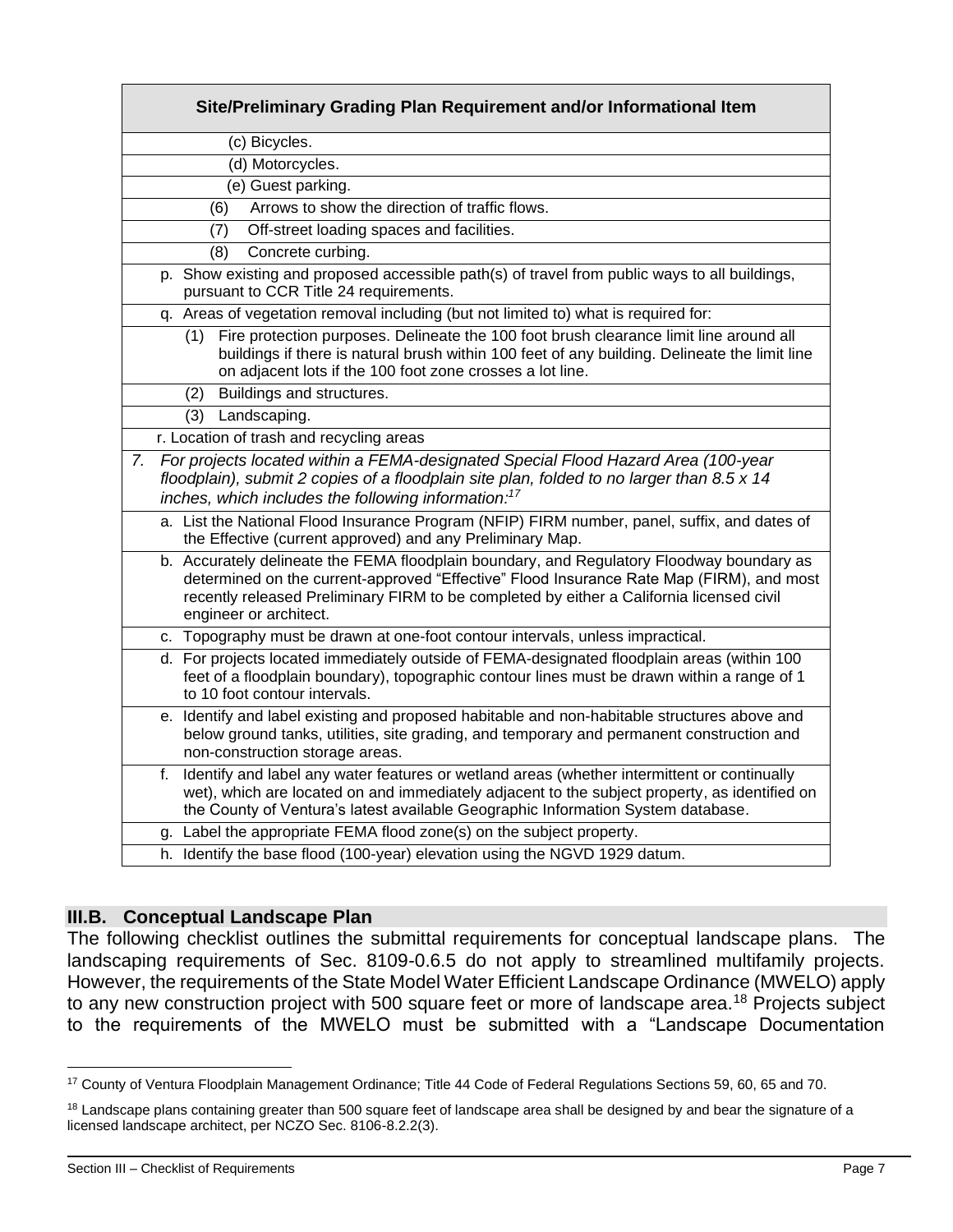| Site/Preliminary Grading Plan Requirement and/or Informational Item |
|---|
| (c) Bicycles. |
| (d) Motorcycles. |
| (e) Guest parking. |
| (6) Arrows to show the direction of traffic flows. |
| (7) Off-street loading spaces and facilities. |
| (8) Concrete curbing. |
| p. Show existing and proposed accessible path(s) of travel from public ways to all buildings, pursuant to CCR Title 24 requirements. |
| q. Areas of vegetation removal including (but not limited to) what is required for: |
| (1) Fire protection purposes. Delineate the 100 foot brush clearance limit line around all buildings if there is natural brush within 100 feet of any building. Delineate the limit line on adjacent lots if the 100 foot zone crosses a lot line. |
| (2) Buildings and structures. |
| (3) Landscaping. |
| r. Location of trash and recycling areas |
| *7. For projects located within a FEMA-designated Special Flood Hazard Area (100-year floodplain), submit 2 copies of a floodplain site plan, folded to no larger than 8.5 x 14 inches, which includes the following information:*[17] |
| a. List the National Flood Insurance Program (NFIP) FIRM number, panel, suffix, and dates of the Effective (current approved) and any Preliminary Map. |
| b. Accurately delineate the FEMA floodplain boundary, and Regulatory Floodway boundary as determined on the current-approved "Effective" Flood Insurance Rate Map (FIRM), and most recently released Preliminary FIRM to be completed by either a California licensed civil engineer or architect. |
| c. Topography must be drawn at one-foot contour intervals, unless impractical. |
| d. For projects located immediately outside of FEMA-designated floodplain areas (within 100 feet of a floodplain boundary), topographic contour lines must be drawn within a range of 1 to 10 foot contour intervals. |
| e. Identify and label existing and proposed habitable and non-habitable structures above and below ground tanks, utilities, site grading, and temporary and permanent construction and non-construction storage areas. |
| f. Identify and label any water features or wetland areas (whether intermittent or continually wet), which are located on and immediately adjacent to the subject property, as identified on the County of Ventura's latest available Geographic Information System database. |
| g. Label the appropriate FEMA flood zone(s) on the subject property. |
| h. Identify the base flood (100-year) elevation using the NGVD 1929 datum. |

## III.B. Conceptual Landscape Plan

The following checklist outlines the submittal requirements for conceptual landscape plans. The landscaping requirements of Sec. 8109-0.6.5 do not apply to streamlined multifamily projects. However, the requirements of the State Model Water Efficient Landscape Ordinance (MWELO) apply to any new construction project with 500 square feet or more of landscape area.[18] Projects subject to the requirements of the MWELO must be submitted with a "Landscape Documentation

---

[17] County of Ventura Floodplain Management Ordinance; Title 44 Code of Federal Regulations Sections 59, 60, 65 and 70.

[18] Landscape plans containing greater than 500 square feet of landscape area shall be designed by and bear the signature of a licensed landscape architect, per NCZO Sec. 8106-8.2.2(3).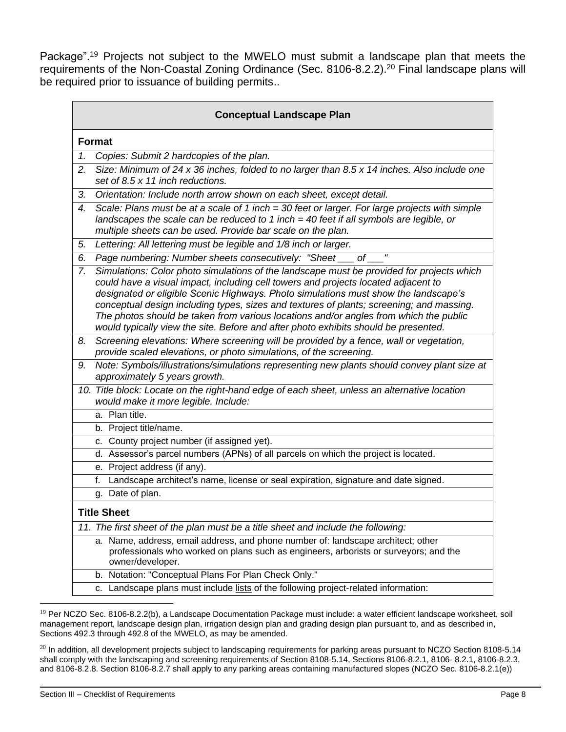Package".[19] Projects not subject to the MWELO must submit a landscape plan that meets the requirements of the Non-Coastal Zoning Ordinance (Sec. 8106-8.2.2).[20] Final landscape plans will be required prior to issuance of building permits..

| **Conceptual Landscape Plan** |
|---|
| **Format** |
| 1. *Copies: Submit 2 hardcopies of the plan.* |
| 2. *Size: Minimum of 24 x 36 inches, folded to no larger than 8.5 x 14 inches. Also include one set of 8.5 x 11 inch reductions.* |
| 3. *Orientation: Include north arrow shown on each sheet, except detail.* |
| 4. *Scale: Plans must be at a scale of 1 inch = 30 feet or larger. For large projects with simple landscapes the scale can be reduced to 1 inch = 40 feet if all symbols are legible, or multiple sheets can be used. Provide bar scale on the plan.* |
| 5. *Lettering: All lettering must be legible and 1/8 inch or larger.* |
| 6. *Page numbering: Number sheets consecutively: "Sheet ___ of ___"* |
| 7. *Simulations: Color photo simulations of the landscape must be provided for projects which could have a visual impact, including cell towers and projects located adjacent to designated or eligible Scenic Highways. Photo simulations must show the landscape's conceptual design including types, sizes and textures of plants; screening; and massing. The photos should be taken from various locations and/or angles from which the public would typically view the site. Before and after photo exhibits should be presented.* |
| 8. *Screening elevations: Where screening will be provided by a fence, wall or vegetation, provide scaled elevations, or photo simulations, of the screening.* |
| 9. *Note: Symbols/illustrations/simulations representing new plants should convey plant size at approximately 5 years growth.* |
| 10. *Title block: Locate on the right-hand edge of each sheet, unless an alternative location would make it more legible. Include:* |
| a. Plan title. |
| b. Project title/name. |
| c. County project number (if assigned yet). |
| d. Assessor's parcel numbers (APNs) of all parcels on which the project is located. |
| e. Project address (if any). |
| f. Landscape architect's name, license or seal expiration, signature and date signed. |
| g. Date of plan. |
| **Title Sheet** |
| 11. *The first sheet of the plan must be a title sheet and include the following:* |
| a. Name, address, email address, and phone number of: landscape architect; other professionals who worked on plans such as engineers, arborists or surveyors; and the owner/developer. |
| b. Notation: "Conceptual Plans For Plan Check Only." |
| c. Landscape plans must include lists of the following project-related information: |

[19] Per NCZO Sec. 8106-8.2.2(b), a Landscape Documentation Package must include: a water efficient landscape worksheet, soil management report, landscape design plan, irrigation design plan and grading design plan pursuant to, and as described in, Sections 492.3 through 492.8 of the MWELO, as may be amended.

[20] In addition, all development projects subject to landscaping requirements for parking areas pursuant to NCZO Section 8108-5.14 shall comply with the landscaping and screening requirements of Section 8108-5.14, Sections 8106-8.2.1, 8106- 8.2.1, 8106-8.2.3, and 8106-8.2.8. Section 8106-8.2.7 shall apply to any parking areas containing manufactured slopes (NCZO Sec. 8106-8.2.1(e))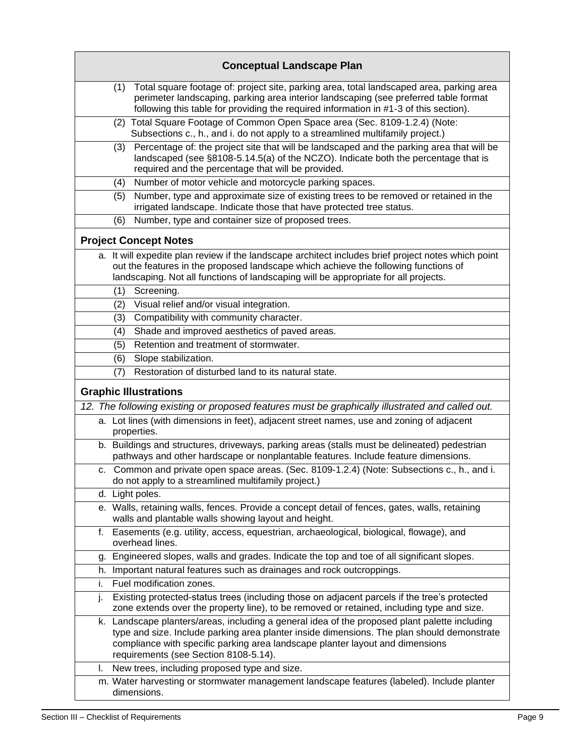## Conceptual Landscape Plan

(1) Total square footage of: project site, parking area, total landscaped area, parking area perimeter landscaping, parking area interior landscaping (see preferred table format following this table for providing the required information in #1-3 of this section).

(2) Total Square Footage of Common Open Space area (Sec. 8109-1.2.4) (Note: Subsections c., h., and i. do not apply to a streamlined multifamily project.)

(3) Percentage of: the project site that will be landscaped and the parking area that will be landscaped (see §8108-5.14.5(a) of the NCZO). Indicate both the percentage that is required and the percentage that will be provided.

(4) Number of motor vehicle and motorcycle parking spaces.

(5) Number, type and approximate size of existing trees to be removed or retained in the irrigated landscape. Indicate those that have protected tree status.

(6) Number, type and container size of proposed trees.

### Project Concept Notes

a. It will expedite plan review if the landscape architect includes brief project notes which point out the features in the proposed landscape which achieve the following functions of landscaping. Not all functions of landscaping will be appropriate for all projects.

(1) Screening.

(2) Visual relief and/or visual integration.

(3) Compatibility with community character.

(4) Shade and improved aesthetics of paved areas.

(5) Retention and treatment of stormwater.

(6) Slope stabilization.

(7) Restoration of disturbed land to its natural state.

### Graphic Illustrations

*12. The following existing or proposed features must be graphically illustrated and called out.*

a. Lot lines (with dimensions in feet), adjacent street names, use and zoning of adjacent properties.

b. Buildings and structures, driveways, parking areas (stalls must be delineated) pedestrian pathways and other hardscape or nonplantable features. Include feature dimensions.

c. Common and private open space areas. (Sec. 8109-1.2.4) (Note: Subsections c., h., and i. do not apply to a streamlined multifamily project.)

d. Light poles.

e. Walls, retaining walls, fences. Provide a concept detail of fences, gates, walls, retaining walls and plantable walls showing layout and height.

f. Easements (e.g. utility, access, equestrian, archaeological, biological, flowage), and overhead lines.

g. Engineered slopes, walls and grades. Indicate the top and toe of all significant slopes.

h. Important natural features such as drainages and rock outcroppings.

i. Fuel modification zones.

j. Existing protected-status trees (including those on adjacent parcels if the tree's protected zone extends over the property line), to be removed or retained, including type and size.

k. Landscape planters/areas, including a general idea of the proposed plant palette including type and size. Include parking area planter inside dimensions. The plan should demonstrate compliance with specific parking area landscape planter layout and dimensions requirements (see Section 8108-5.14).

l. New trees, including proposed type and size.

m. Water harvesting or stormwater management landscape features (labeled). Include planter dimensions.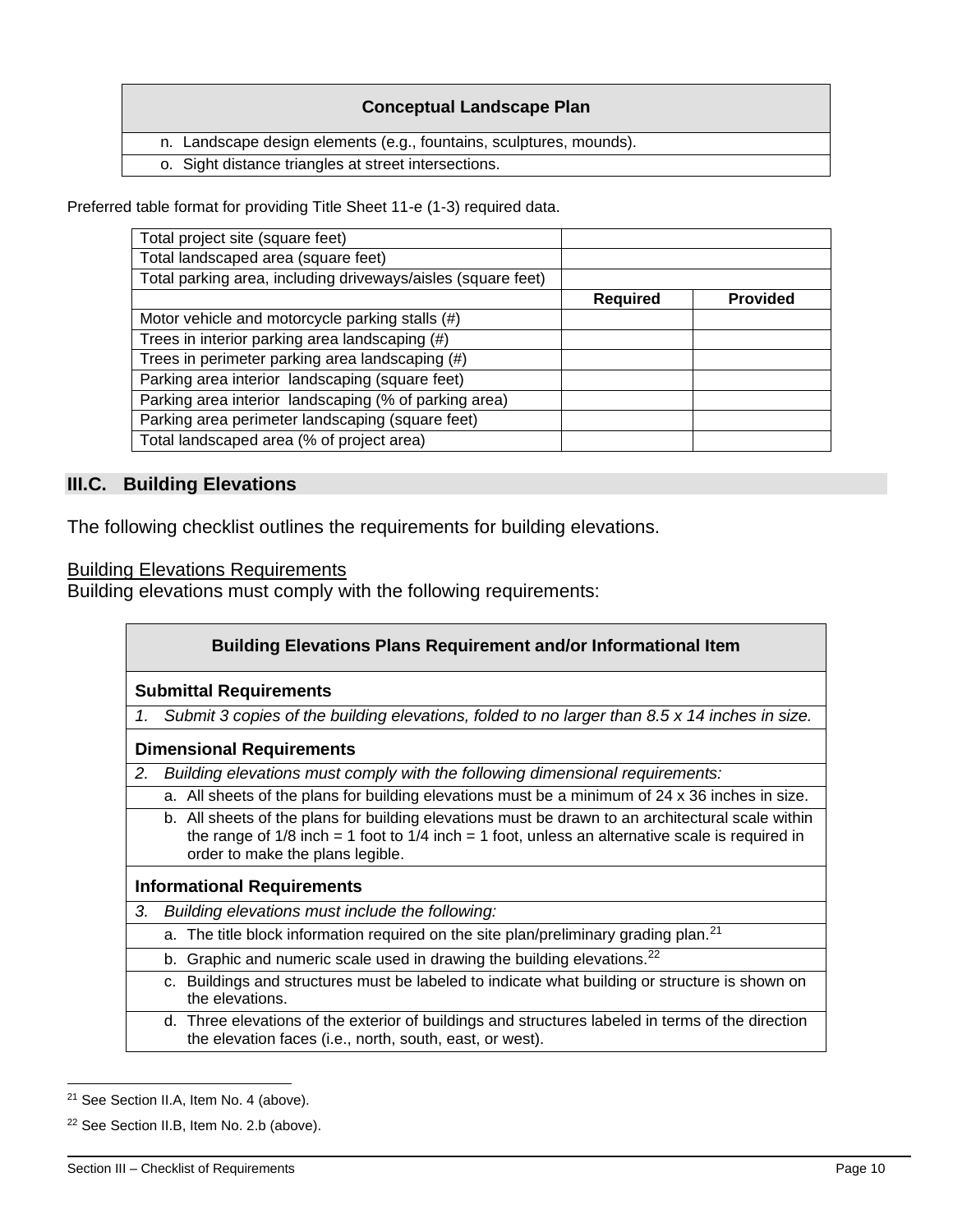| Conceptual Landscape Plan |
|---|
| n. Landscape design elements (e.g., fountains, sculptures, mounds). |
| o. Sight distance triangles at street intersections. |

Preferred table format for providing Title Sheet 11-e (1-3) required data.

| | | |
|---|---|---|
| Total project site (square feet) | | |
| Total landscaped area (square feet) | | |
| Total parking area, including driveways/aisles (square feet) | | |
| | **Required** | **Provided** |
| Motor vehicle and motorcycle parking stalls (#) | | |
| Trees in interior parking area landscaping (#) | | |
| Trees in perimeter parking area landscaping (#) | | |
| Parking area interior landscaping (square feet) | | |
| Parking area interior landscaping (% of parking area) | | |
| Parking area perimeter landscaping (square feet) | | |
| Total landscaped area (% of project area) | | |

## III.C. Building Elevations

The following checklist outlines the requirements for building elevations.

Building Elevations Requirements

Building elevations must comply with the following requirements:

| Building Elevations Plans Requirement and/or Informational Item |
|---|
| **Submittal Requirements** |
| *1. Submit 3 copies of the building elevations, folded to no larger than 8.5 x 14 inches in size.* |
| **Dimensional Requirements** |
| *2. Building elevations must comply with the following dimensional requirements:* |
| a. All sheets of the plans for building elevations must be a minimum of 24 x 36 inches in size. |
| b. All sheets of the plans for building elevations must be drawn to an architectural scale within the range of 1/8 inch = 1 foot to 1/4 inch = 1 foot, unless an alternative scale is required in order to make the plans legible. |
| **Informational Requirements** |
| *3. Building elevations must include the following:* |
| a. The title block information required on the site plan/preliminary grading plan.[21] |
| b. Graphic and numeric scale used in drawing the building elevations.[22] |
| c. Buildings and structures must be labeled to indicate what building or structure is shown on the elevations. |
| d. Three elevations of the exterior of buildings and structures labeled in terms of the direction the elevation faces (i.e., north, south, east, or west). |

[21] See Section II.A, Item No. 4 (above).

[22] See Section II.B, Item No. 2.b (above).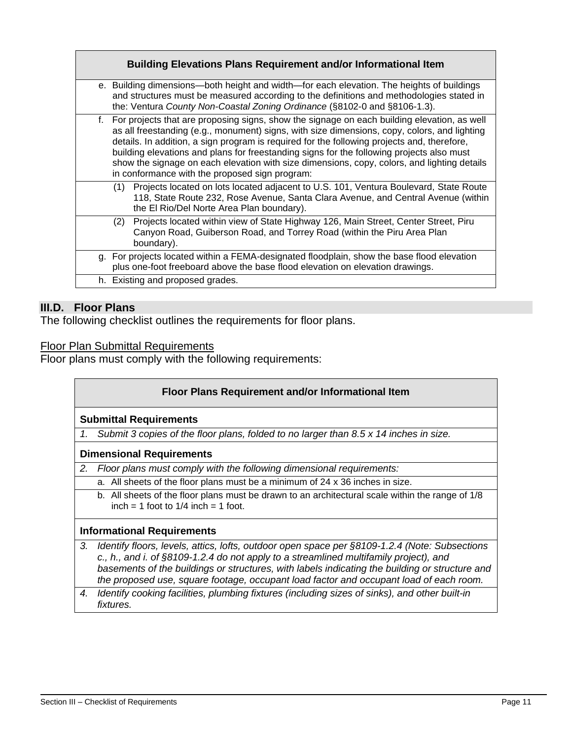| Building Elevations Plans Requirement and/or Informational Item |
|---|
| e. Building dimensions—both height and width—for each elevation. The heights of buildings and structures must be measured according to the definitions and methodologies stated in the: Ventura *County Non-Coastal Zoning Ordinance* (§8102-0 and §8106-1.3). |
| f. For projects that are proposing signs, show the signage on each building elevation, as well as all freestanding (e.g., monument) signs, with size dimensions, copy, colors, and lighting details. In addition, a sign program is required for the following projects and, therefore, building elevations and plans for freestanding signs for the following projects also must show the signage on each elevation with size dimensions, copy, colors, and lighting details in conformance with the proposed sign program: |
| (1) Projects located on lots located adjacent to U.S. 101, Ventura Boulevard, State Route 118, State Route 232, Rose Avenue, Santa Clara Avenue, and Central Avenue (within the El Rio/Del Norte Area Plan boundary). |
| (2) Projects located within view of State Highway 126, Main Street, Center Street, Piru Canyon Road, Guiberson Road, and Torrey Road (within the Piru Area Plan boundary). |
| g. For projects located within a FEMA-designated floodplain, show the base flood elevation plus one-foot freeboard above the base flood elevation on elevation drawings. |
| h. Existing and proposed grades. |

## III.D. Floor Plans

The following checklist outlines the requirements for floor plans.

Floor Plan Submittal Requirements

Floor plans must comply with the following requirements:

| Floor Plans Requirement and/or Informational Item |
|---|
| **Submittal Requirements** |
| *1. Submit 3 copies of the floor plans, folded to no larger than 8.5 x 14 inches in size.* |
| **Dimensional Requirements** |
| *2. Floor plans must comply with the following dimensional requirements:* |
| a. All sheets of the floor plans must be a minimum of 24 x 36 inches in size. |
| b. All sheets of the floor plans must be drawn to an architectural scale within the range of 1/8 inch = 1 foot to 1/4 inch = 1 foot. |
| **Informational Requirements** |
| *3. Identify floors, levels, attics, lofts, outdoor open space per §8109-1.2.4 (Note: Subsections c., h., and i. of §8109-1.2.4 do not apply to a streamlined multifamily project), and basements of the buildings or structures, with labels indicating the building or structure and the proposed use, square footage, occupant load factor and occupant load of each room.* |
| *4. Identify cooking facilities, plumbing fixtures (including sizes of sinks), and other built-in fixtures.* |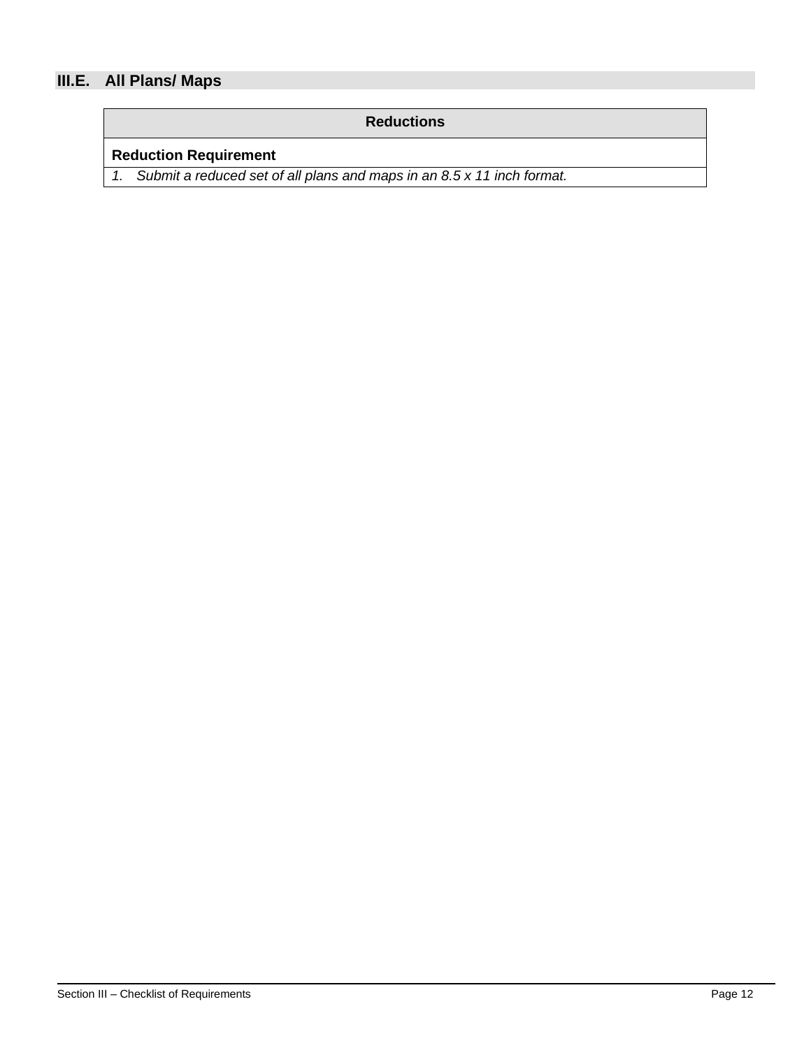## III.E. All Plans/ Maps

| Reductions |
| --- |
| **Reduction Requirement** |
| *1. Submit a reduced set of all plans and maps in an 8.5 x 11 inch format.* |